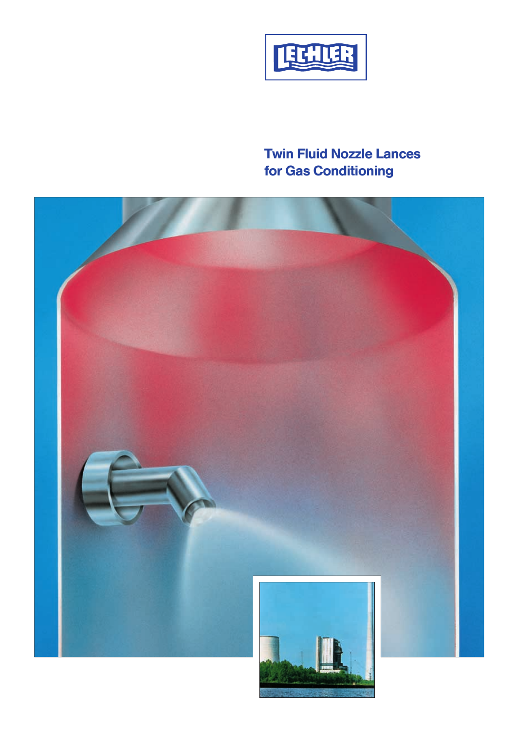LECHLER

# Twin Fluid Nozzle Lances for Gas Conditioning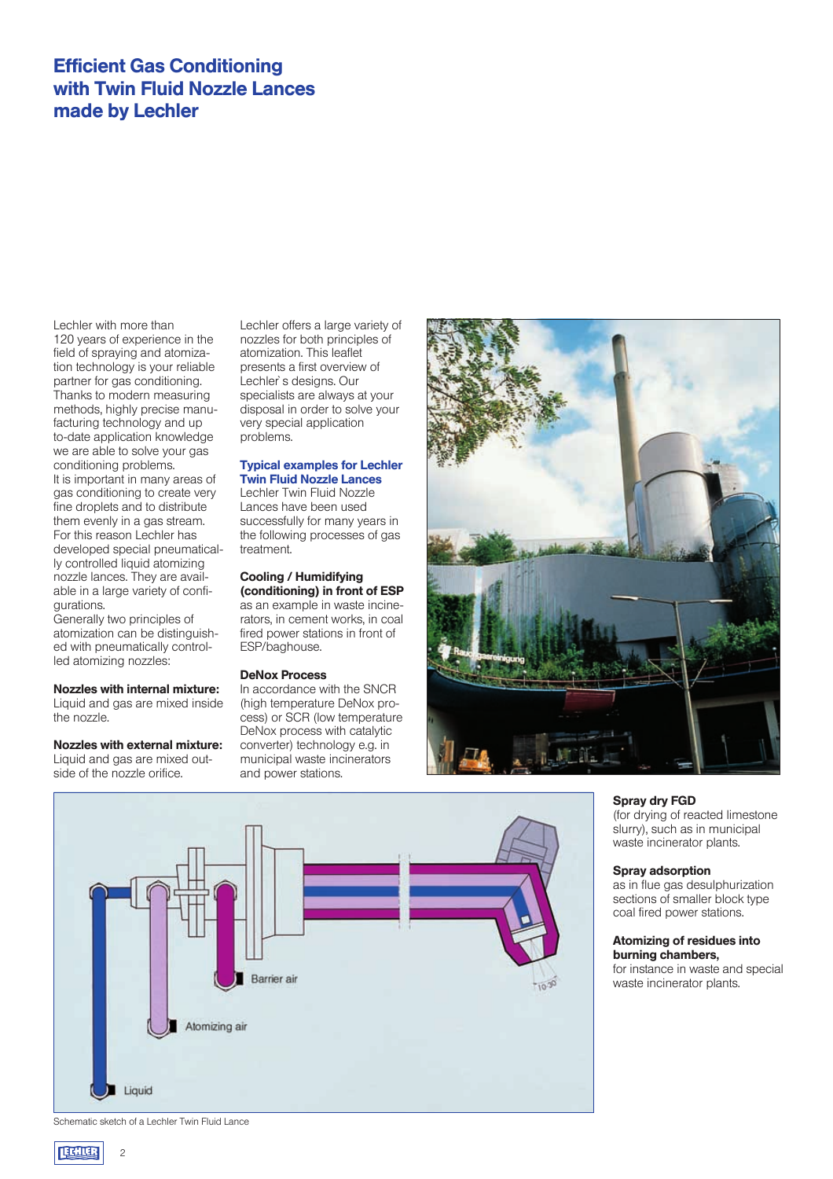# Efficient Gas Conditioning with Twin Fluid Nozzle Lances made by Lechler

Lechler with more than 120 years of experience in the field of spraying and atomization technology is your reliable partner for gas conditioning. Thanks to modern measuring methods, highly precise manufacturing technology and up to-date application knowledge we are able to solve your gas conditioning problems.
It is important in many areas of gas conditioning to create very fine droplets and to distribute them evenly in a gas stream. For this reason Lechler has developed special pneumatically controlled liquid atomizing nozzle lances. They are available in a large variety of configurations.
Generally two principles of atomization can be distinguished with pneumatically controlled atomizing nozzles:

**Nozzles with internal mixture:**
Liquid and gas are mixed inside the nozzle.

**Nozzles with external mixture:**
Liquid and gas are mixed outside of the nozzle orifice.

Lechler offers a large variety of nozzles for both principles of atomization. This leaflet presents a first overview of Lechler`s designs. Our specialists are always at your disposal in order to solve your very special application problems.

## Typical examples for Lechler Twin Fluid Nozzle Lances

Lechler Twin Fluid Nozzle Lances have been used successfully for many years in the following processes of gas treatment.

**Cooling / Humidifying (conditioning) in front of ESP**
as an example in waste incinerators, in cement works, in coal fired power stations in front of ESP/baghouse.

**DeNox Process**
In accordance with the SNCR (high temperature DeNox process) or SCR (low temperature DeNox process with catalytic converter) technology e.g. in municipal waste incinerators and power stations.

**Spray dry FGD**
(for drying of reacted limestone slurry), such as in municipal waste incinerator plants.

**Spray adsorption**
as in flue gas desulphurization sections of smaller block type coal fired power stations.

**Atomizing of residues into burning chambers,**
for instance in waste and special waste incinerator plants.

Schematic sketch of a Lechler Twin Fluid Lance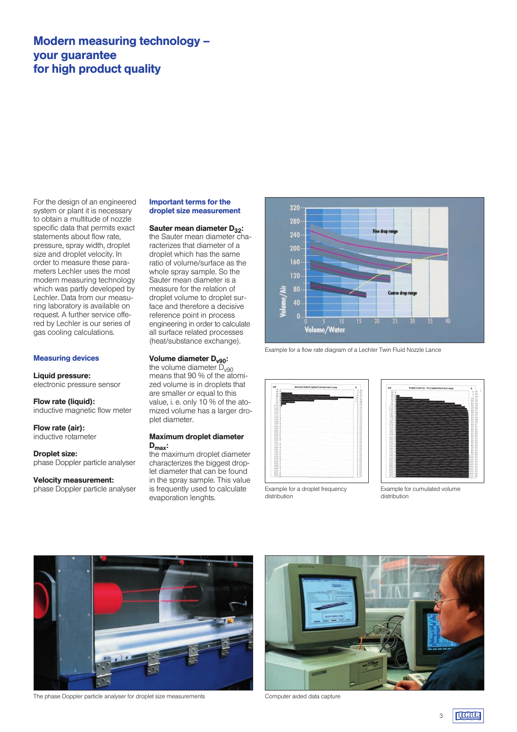# Modern measuring technology – your guarantee for high product quality

For the design of an engineered system or plant it is necessary to obtain a multitude of nozzle specific data that permits exact statements about flow rate, pressure, spray width, droplet size and droplet velocity. In order to measure these parameters Lechler uses the most modern measuring technology which was partly developed by Lechler. Data from our measuring laboratory is available on request. A further service offered by Lechler is our series of gas cooling calculations.

## Measuring devices

**Liquid pressure:**
electronic pressure sensor

**Flow rate (liquid):**
inductive magnetic flow meter

**Flow rate (air):**
inductive rotameter

**Droplet size:**
phase Doppler particle analyser

**Velocity measurement:**
phase Doppler particle analyser

## Important terms for the droplet size measurement

**Sauter mean diameter $D_{32}$:**
the Sauter mean diameter characterizes that diameter of a droplet which has the same ratio of volume/surface as the whole spray sample. So the Sauter mean diameter is a measure for the relation of droplet volume to droplet surface and therefore a decisive reference point in process engineering in order to calculate all surface related processes (heat/substance exchange).

**Volume diameter $D_{v90}$:**
the volume diameter $D_{v90}$ means that 90 % of the atomized volume is in droplets that are smaller or equal to this value, i. e. only 10 % of the atomized volume has a larger droplet diameter.

**Maximum droplet diameter $D_{max}$:**
the maximum droplet diameter characterizes the biggest droplet diameter that can be found in the spray sample. This value is frequently used to calculate evaporation lenghts.

Example for a flow rate diagram of a Lechler Twin Fluid Nozzle Lance

Example for a droplet frequency distribution

Example for cumulated volume distribution

The phase Doppler particle analyser for droplet size measurements

Computer aided data capture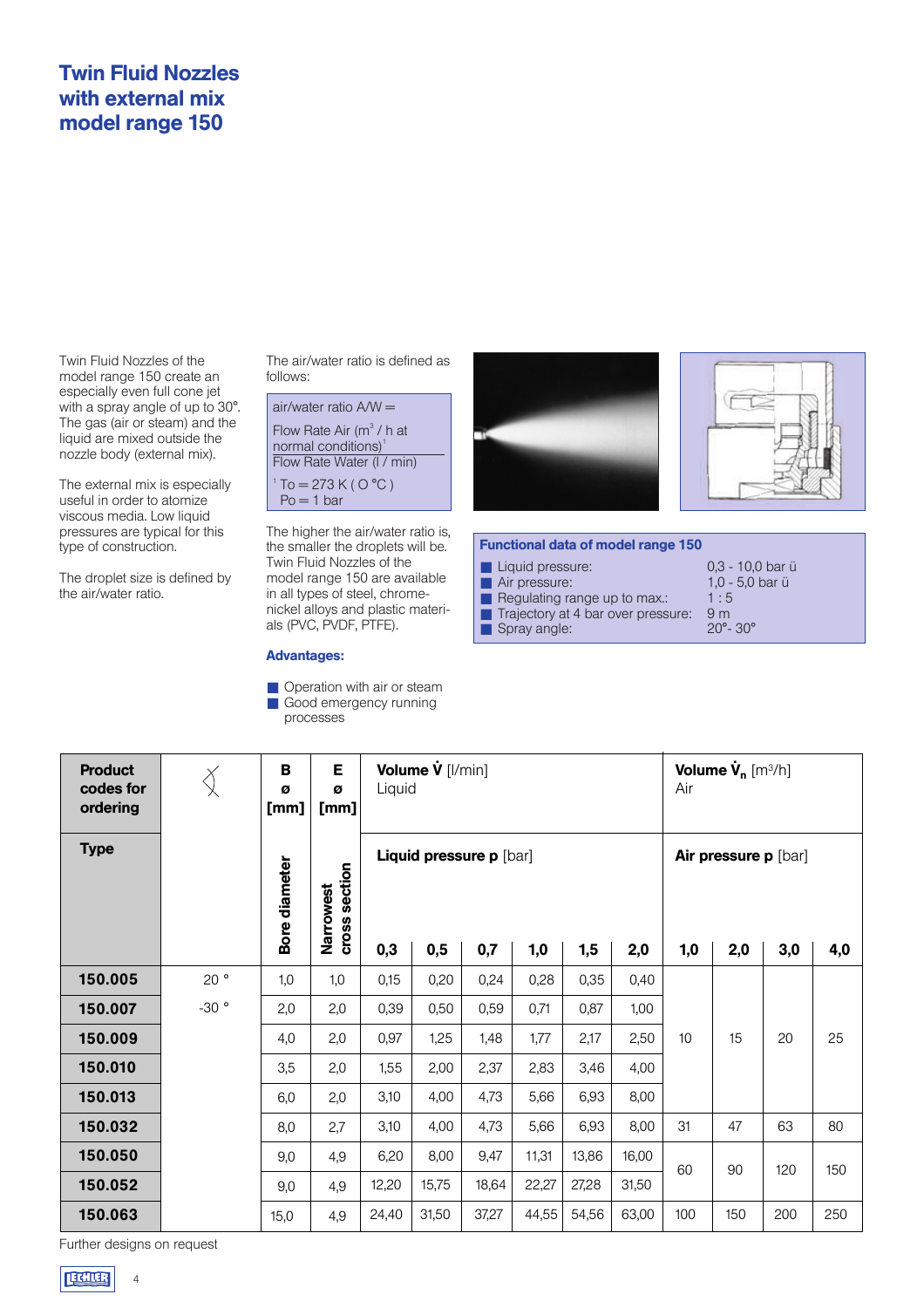# Twin Fluid Nozzles with external mix model range 150

Twin Fluid Nozzles of the model range 150 create an especially even full cone jet with a spray angle of up to 30°. The gas (air or steam) and the liquid are mixed outside the nozzle body (external mix).

The external mix is especially useful in order to atomize viscous media. Low liquid pressures are typical for this type of construction.

The droplet size is defined by the air/water ratio.

The air/water ratio is defined as follows:

air/water ratio A/W =

$$\frac{\text{Flow Rate Air } (m^3 / h \text{ at normal conditions})^1}{\text{Flow Rate Water } (l / min)}$$

[1] To = 273 K ( O °C )
Po = 1 bar

The higher the air/water ratio is, the smaller the droplets will be. Twin Fluid Nozzles of the model range 150 are available in all types of steel, chrome-nickel alloys and plastic materials (PVC, PVDF, PTFE).

**Advantages:**

- Operation with air or steam
- Good emergency running processes

**Functional data of model range 150**

- Liquid pressure: 0,3 - 10,0 bar ü
- Air pressure: 1,0 - 5,0 bar ü
- Regulating range up to max.: 1 : 5
- Trajectory at 4 bar over pressure: 9 m
- Spray angle: 20°- 30°

| Product codes for ordering / Type | Spray angle | B ø [mm] Bore diameter | E ø [mm] Narrowest cross section | Volume $\dot{V}$ [l/min] Liquid — Liquid pressure p [bar] 0,3 | 0,5 | 0,7 | 1,0 | 1,5 | 2,0 | Volume $\dot{V}_n$ [m³/h] Air — Air pressure p [bar] 1,0 | 2,0 | 3,0 | 4,0 |
|---|---|---|---|---|---|---|---|---|---|---|---|---|---|
| **150.005** | 20 ° | 1,0 | 1,0 | 0,15 | 0,20 | 0,24 | 0,28 | 0,35 | 0,40 | 10 | 15 | 20 | 25 |
| **150.007** | -30 ° | 2,0 | 2,0 | 0,39 | 0,50 | 0,59 | 0,71 | 0,87 | 1,00 | 10 | 15 | 20 | 25 |
| **150.009** | | 4,0 | 2,0 | 0,97 | 1,25 | 1,48 | 1,77 | 2,17 | 2,50 | 10 | 15 | 20 | 25 |
| **150.010** | | 3,5 | 2,0 | 1,55 | 2,00 | 2,37 | 2,83 | 3,46 | 4,00 | 10 | 15 | 20 | 25 |
| **150.013** | | 6,0 | 2,0 | 3,10 | 4,00 | 4,73 | 5,66 | 6,93 | 8,00 | 10 | 15 | 20 | 25 |
| **150.032** | | 8,0 | 2,7 | 3,10 | 4,00 | 4,73 | 5,66 | 6,93 | 8,00 | 31 | 47 | 63 | 80 |
| **150.050** | | 9,0 | 4,9 | 6,20 | 8,00 | 9,47 | 11,31 | 13,86 | 16,00 | 60 | 90 | 120 | 150 |
| **150.052** | | 9,0 | 4,9 | 12,20 | 15,75 | 18,64 | 22,27 | 27,28 | 31,50 | 60 | 90 | 120 | 150 |
| **150.063** | | 15,0 | 4,9 | 24,40 | 31,50 | 37,27 | 44,55 | 54,56 | 63,00 | 100 | 150 | 200 | 250 |

Further designs on request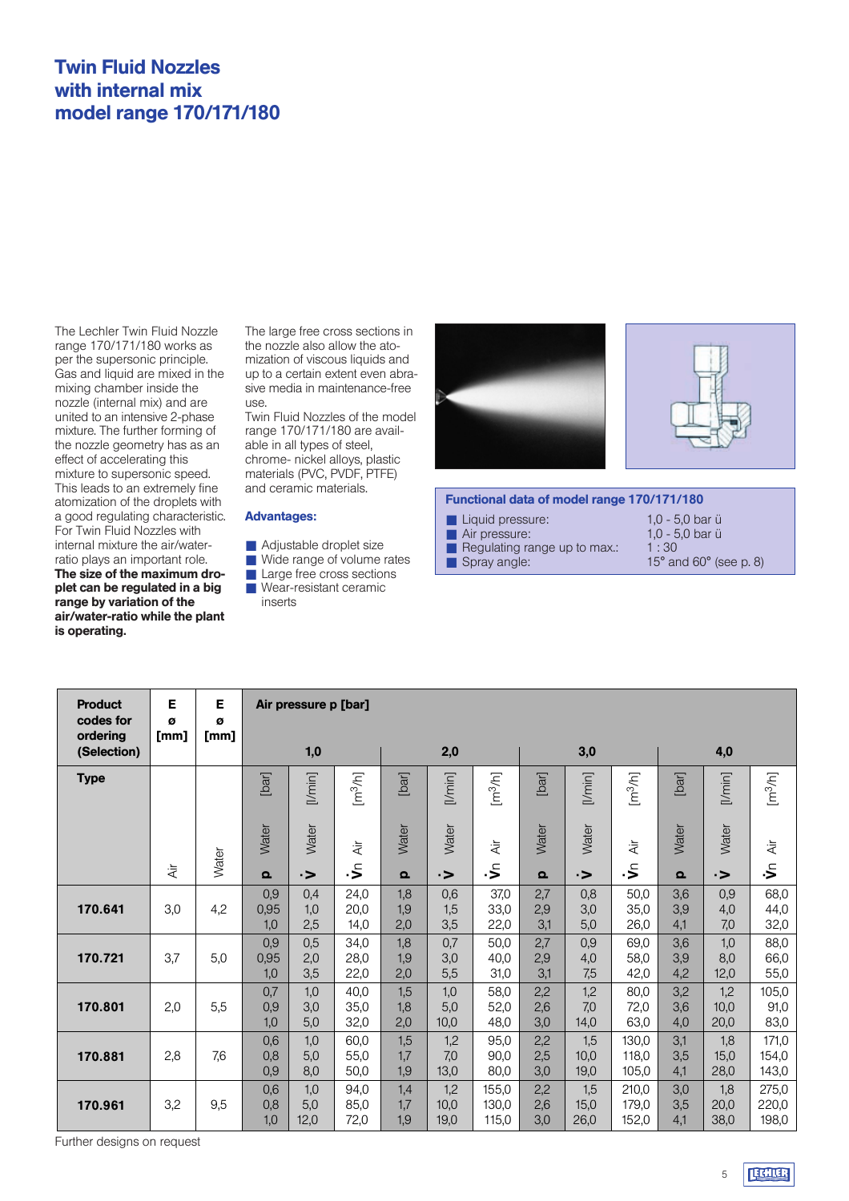# Twin Fluid Nozzles with internal mix model range 170/171/180

The Lechler Twin Fluid Nozzle range 170/171/180 works as per the supersonic principle. Gas and liquid are mixed in the mixing chamber inside the nozzle (internal mix) and are united to an intensive 2-phase mixture. The further forming of the nozzle geometry has as an effect of accelerating this mixture to supersonic speed. This leads to an extremely fine atomization of the droplets with a good regulating characteristic. For Twin Fluid Nozzles with internal mixture the air/water-ratio plays an important role. **The size of the maximum droplet can be regulated in a big range by variation of the air/water-ratio while the plant is operating.**

The large free cross sections in the nozzle also allow the atomization of viscous liquids and up to a certain extent even abrasive media in maintenance-free use.

Twin Fluid Nozzles of the model range 170/171/180 are available in all types of steel, chrome- nickel alloys, plastic materials (PVC, PVDF, PTFE) and ceramic materials.

### Advantages:

- Adjustable droplet size
- Wide range of volume rates
- Large free cross sections
- Wear-resistant ceramic inserts

### Functional data of model range 170/171/180

- Liquid pressure: 1,0 - 5,0 bar ü
- Air pressure: 1,0 - 5,0 bar ü
- Regulating range up to max.: 1 : 30
- Spray angle: 15° and 60° (see p. 8)

| Product codes for ordering (Selection) | E ø [mm] | E ø [mm] | Air pressure p [bar] 1,0 | | | 2,0 | | | 3,0 | | | 4,0 | | |
|---|---|---|---|---|---|---|---|---|---|---|---|---|---|---|
| Type | Air | Water | p Water [bar] | $\dot{V}$ Water [l/min] | $\dot{V}n$ Air [m³/h] | p Water [bar] | $\dot{V}$ Water [l/min] | $\dot{V}n$ Air [m³/h] | p Water [bar] | $\dot{V}$ Water [l/min] | $\dot{V}n$ Air [m³/h] | p Water [bar] | $\dot{V}$ Water [l/min] | $\dot{V}n$ Air [m³/h] |
| 170.641 | 3,0 | 4,2 | 0,9<br>0,95<br>1,0 | 0,4<br>1,0<br>2,5 | 24,0<br>20,0<br>14,0 | 1,8<br>1,9<br>2,0 | 0,6<br>1,5<br>3,5 | 37,0<br>33,0<br>22,0 | 2,7<br>2,9<br>3,1 | 0,8<br>3,0<br>5,0 | 50,0<br>35,0<br>26,0 | 3,6<br>3,9<br>4,1 | 0,9<br>4,0<br>7,0 | 68,0<br>44,0<br>32,0 |
| 170.721 | 3,7 | 5,0 | 0,9<br>0,95<br>1,0 | 0,5<br>2,0<br>3,5 | 34,0<br>28,0<br>22,0 | 1,8<br>1,9<br>2,0 | 0,7<br>3,0<br>5,5 | 50,0<br>40,0<br>31,0 | 2,7<br>2,9<br>3,1 | 0,9<br>4,0<br>7,5 | 69,0<br>58,0<br>42,0 | 3,6<br>3,9<br>4,2 | 1,0<br>8,0<br>12,0 | 88,0<br>66,0<br>55,0 |
| 170.801 | 2,0 | 5,5 | 0,7<br>0,9<br>1,0 | 1,0<br>3,0<br>5,0 | 40,0<br>35,0<br>32,0 | 1,5<br>1,8<br>2,0 | 1,0<br>5,0<br>10,0 | 58,0<br>52,0<br>48,0 | 2,2<br>2,6<br>3,0 | 1,2<br>7,0<br>14,0 | 80,0<br>72,0<br>63,0 | 3,2<br>3,6<br>4,0 | 1,2<br>10,0<br>20,0 | 105,0<br>91,0<br>83,0 |
| 170.881 | 2,8 | 7,6 | 0,6<br>0,8<br>0,9 | 1,0<br>5,0<br>8,0 | 60,0<br>55,0<br>50,0 | 1,5<br>1,7<br>1,9 | 1,2<br>7,0<br>13,0 | 95,0<br>90,0<br>80,0 | 2,2<br>2,5<br>3,0 | 1,5<br>10,0<br>19,0 | 130,0<br>118,0<br>105,0 | 3,1<br>3,5<br>4,1 | 1,8<br>15,0<br>28,0 | 171,0<br>154,0<br>143,0 |
| 170.961 | 3,2 | 9,5 | 0,6<br>0,8<br>1,0 | 1,0<br>5,0<br>12,0 | 94,0<br>85,0<br>72,0 | 1,4<br>1,7<br>1,9 | 1,2<br>10,0<br>19,0 | 155,0<br>130,0<br>115,0 | 2,2<br>2,6<br>3,0 | 1,5<br>15,0<br>26,0 | 210,0<br>179,0<br>152,0 | 3,0<br>3,5<br>4,1 | 1,8<br>20,0<br>38,0 | 275,0<br>220,0<br>198,0 |

Further designs on request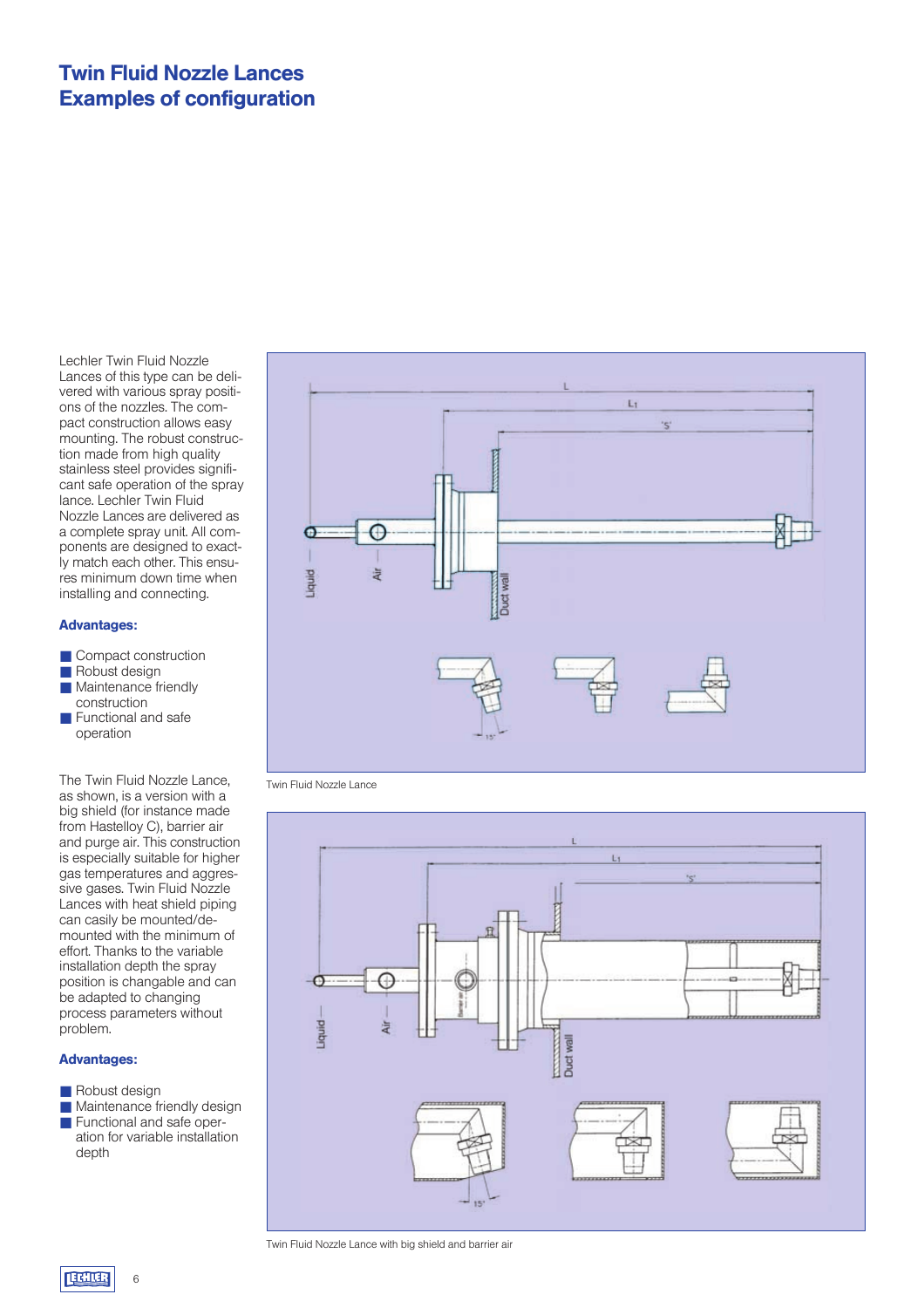# Twin Fluid Nozzle Lances
# Examples of configuration

Lechler Twin Fluid Nozzle Lances of this type can be delivered with various spray positions of the nozzles. The compact construction allows easy mounting. The robust construction made from high quality stainless steel provides significant safe operation of the spray lance. Lechler Twin Fluid Nozzle Lances are delivered as a complete spray unit. All components are designed to exactly match each other. This ensures minimum down time when installing and connecting.

### Advantages:

- Compact construction
- Robust design
- Maintenance friendly construction
- Functional and safe operation

Twin Fluid Nozzle Lance

The Twin Fluid Nozzle Lance, as shown, is a version with a big shield (for instance made from Hastelloy C), barrier air and purge air. This construction is especially suitable for higher gas temperatures and aggressive gases. Twin Fluid Nozzle Lances with heat shield piping can casily be mounted/demounted with the minimum of effort. Thanks to the variable installation depth the spray position is changable and can be adapted to changing process parameters without problem.

### Advantages:

- Robust design
- Maintenance friendly design
- Functional and safe operation for variable installation depth

Twin Fluid Nozzle Lance with big shield and barrier air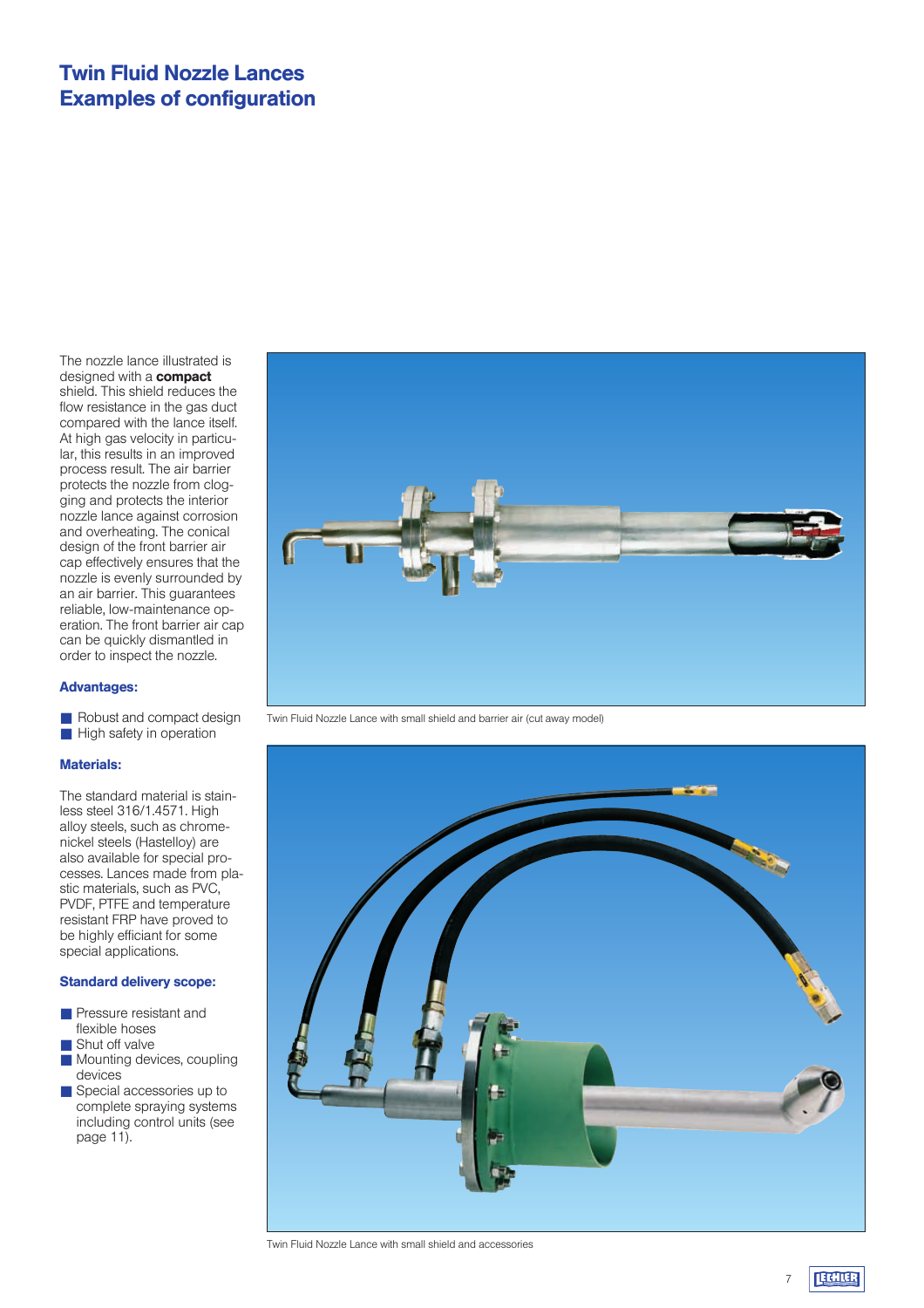# Twin Fluid Nozzle Lances
# Examples of configuration

The nozzle lance illustrated is designed with a **compact** shield. This shield reduces the flow resistance in the gas duct compared with the lance itself. At high gas velocity in particular, this results in an improved process result. The air barrier protects the nozzle from clogging and protects the interior nozzle lance against corrosion and overheating. The conical design of the front barrier air cap effectively ensures that the nozzle is evenly surrounded by an air barrier. This guarantees reliable, low-maintenance operation. The front barrier air cap can be quickly dismantled in order to inspect the nozzle.

### Advantages:

- Robust and compact design
- High safety in operation

### Materials:

The standard material is stainless steel 316/1.4571. High alloy steels, such as chrome-nickel steels (Hastelloy) are also available for special processes. Lances made from plastic materials, such as PVC, PVDF, PTFE and temperature resistant FRP have proved to be highly efficiant for some special applications.

### Standard delivery scope:

- Pressure resistant and flexible hoses
- Shut off valve
- Mounting devices, coupling devices
- Special accessories up to complete spraying systems including control units (see page 11).

Twin Fluid Nozzle Lance with small shield and barrier air (cut away model)

Twin Fluid Nozzle Lance with small shield and accessories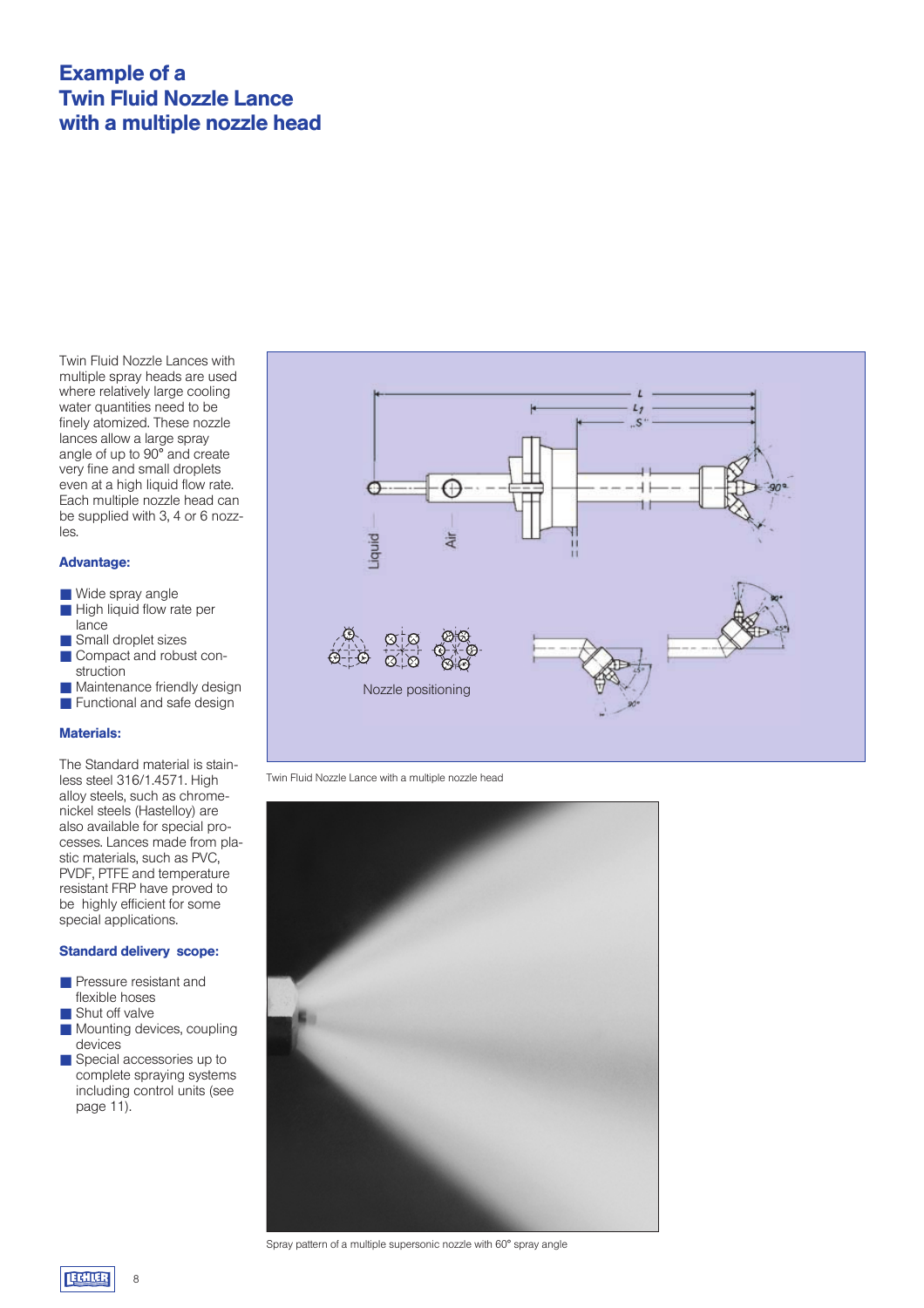# Example of a Twin Fluid Nozzle Lance with a multiple nozzle head

Twin Fluid Nozzle Lances with multiple spray heads are used where relatively large cooling water quantities need to be finely atomized. These nozzle lances allow a large spray angle of up to 90° and create very fine and small droplets even at a high liquid flow rate. Each multiple nozzle head can be supplied with 3, 4 or 6 nozzles.

### Advantage:

- Wide spray angle
- High liquid flow rate per lance
- Small droplet sizes
- Compact and robust construction
- Maintenance friendly design
- Functional and safe design

### Materials:

The Standard material is stainless steel 316/1.4571. High alloy steels, such as chrome-nickel steels (Hastelloy) are also available for special processes. Lances made from plastic materials, such as PVC, PVDF, PTFE and temperature resistant FRP have proved to be highly efficient for some special applications.

### Standard delivery scope:

- Pressure resistant and flexible hoses
- Shut off valve
- Mounting devices, coupling devices
- Special accessories up to complete spraying systems including control units (see page 11).

Twin Fluid Nozzle Lance with a multiple nozzle head

Spray pattern of a multiple supersonic nozzle with 60° spray angle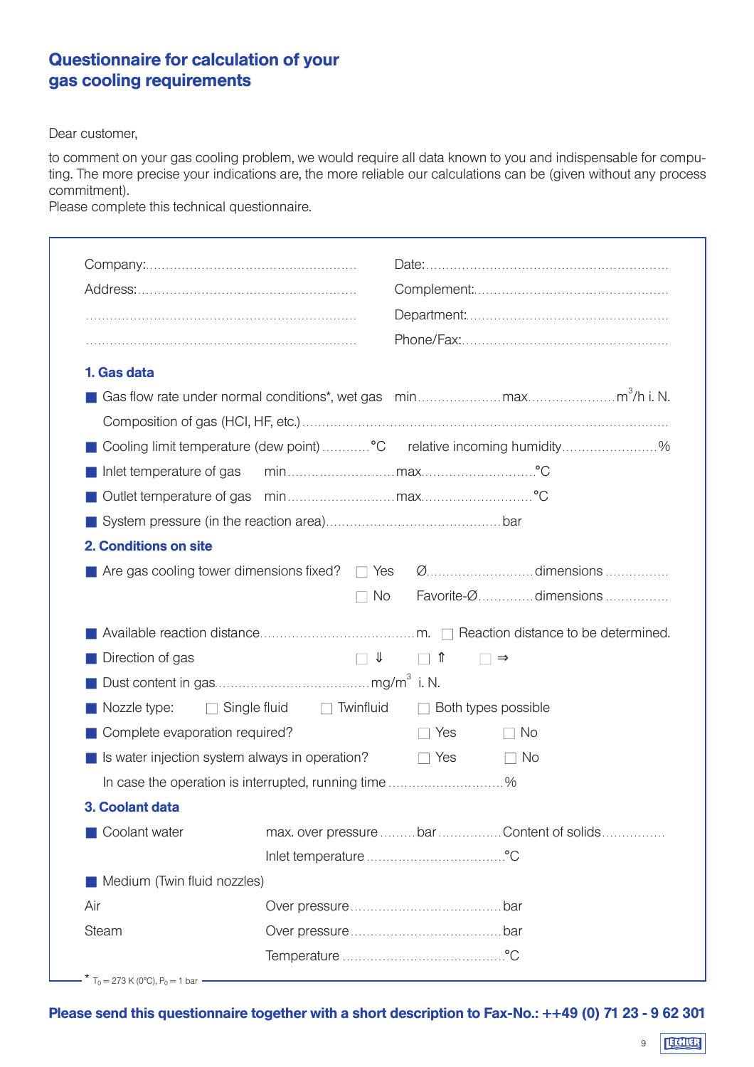# Questionnaire for calculation of your gas cooling requirements

Dear customer,

to comment on your gas cooling problem, we would require all data known to you and indispensable for computing. The more precise your indications are, the more reliable our calculations can be (given without any process commitment).
Please complete this technical questionnaire.

Company:.................................................. Date:..........................................................

Address:.................................................. Complement:...............................................

................................................................. Department:................................................

................................................................. Phone/Fax:.................................................

## 1. Gas data

- Gas flow rate under normal conditions*, wet gas min.................... max..................... $m^3$/h i. N.

  Composition of gas (HCl, HF, etc.)........................................................................................

- Cooling limit temperature (dew point)...........°C relative incoming humidity.......................%
- Inlet temperature of gas min.......................... max...........................°C
- Outlet temperature of gas min.......................... max..........................°C
- System pressure (in the reaction area)..........................................bar

## 2. Conditions on site

- Are gas cooling tower dimensions fixed? ☐ Yes Ø.......................... dimensions ...............

  ☐ No Favorite-Ø............. dimensions ...............

- Available reaction distance......................................m. ☐ Reaction distance to be determined.
- Direction of gas ☐ ⇓ ☐ ⇑ ☐ ⇒
- Dust content in gas....................................mg/$m^3$ i. N.
- Nozzle type: ☐ Single fluid ☐ Twinfluid ☐ Both types possible
- Complete evaporation required? ☐ Yes ☐ No
- Is water injection system always in operation? ☐ Yes ☐ No

  In case the operation is interrupted, running time ............................%

## 3. Coolant data

- Coolant water max. over pressure.........bar...............Content of solids...............

  Inlet temperature..................................°C

- Medium (Twin fluid nozzles)

Air Over pressure....................................bar

Steam Over pressure....................................bar

Temperature .......................................°C

* $T_0 = 273$ K (0°C), $P_0 = 1$ bar

**Please send this questionnaire together with a short description to Fax-No.: ++49 (0) 71 23 - 9 62 301**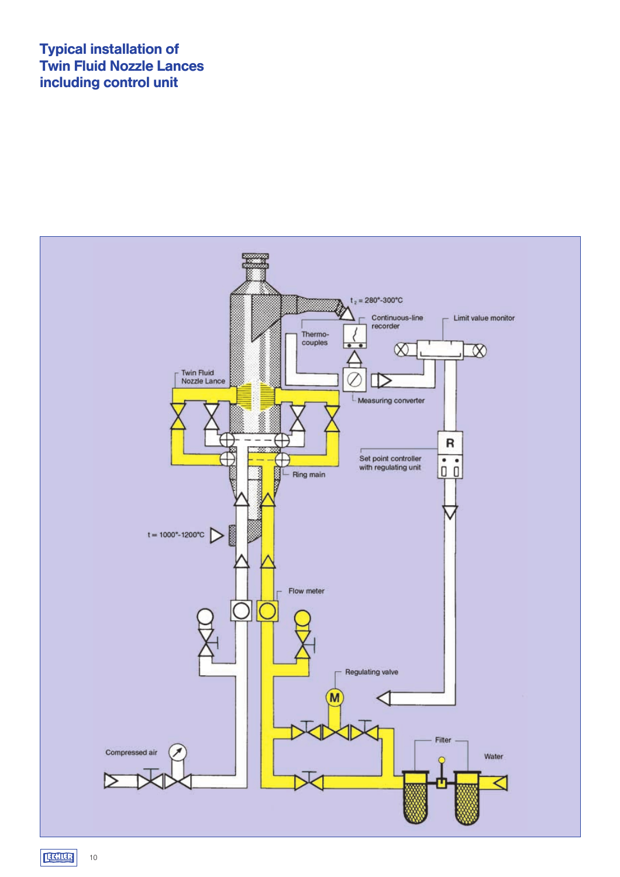# Typical installation of Twin Fluid Nozzle Lances including control unit

$t_2$ = 280°-300°C

Continuous-line recorder

Limit value monitor

Thermo-couples

Twin Fluid Nozzle Lance

Measuring converter

R

Set point controller with regulating unit

Ring main

t = 1000°-1200°C

Flow meter

Regulating valve

M

Filter

Water

Compressed air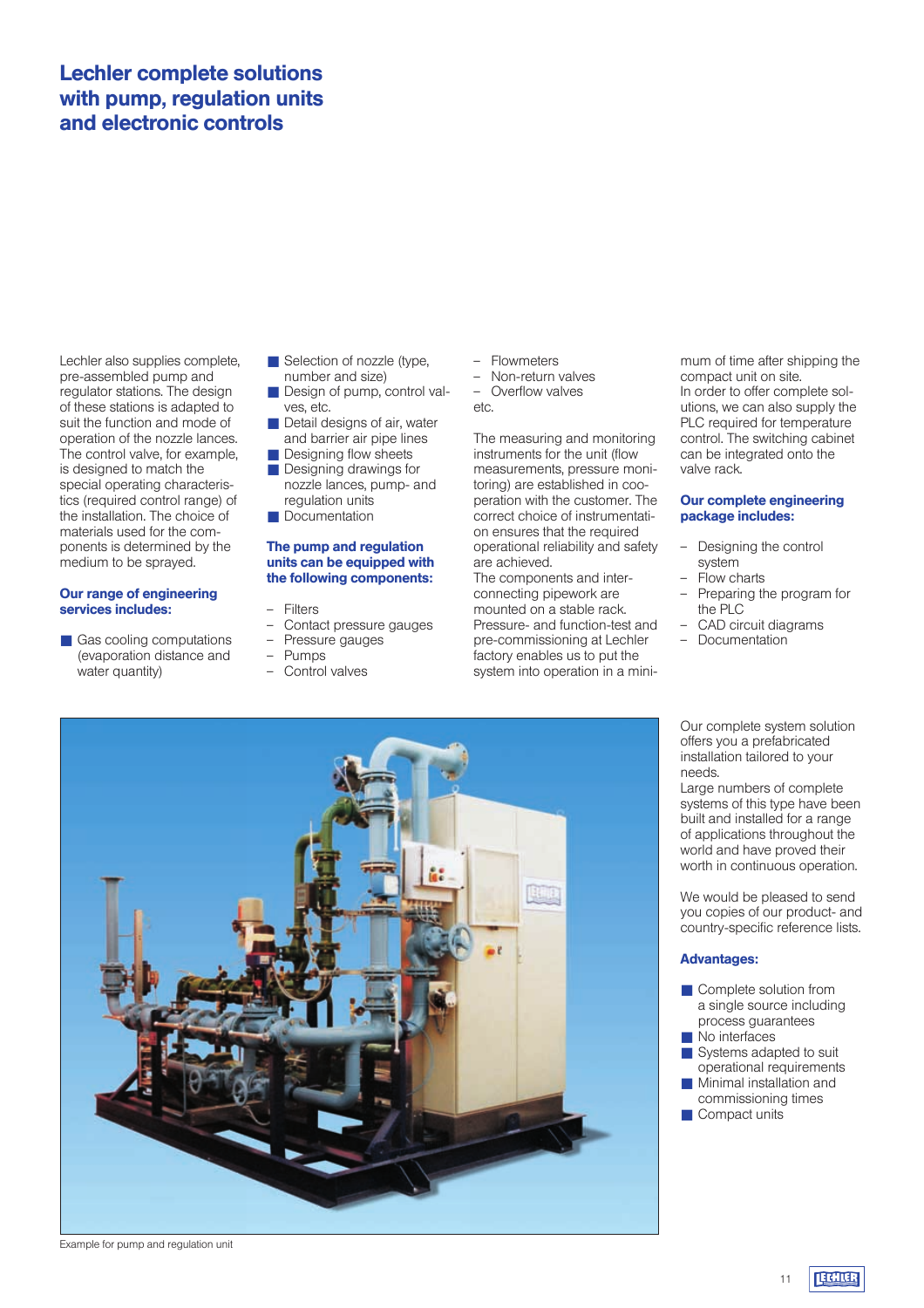# Lechler complete solutions with pump, regulation units and electronic controls

Lechler also supplies complete, pre-assembled pump and regulator stations. The design of these stations is adapted to suit the function and mode of operation of the nozzle lances. The control valve, for example, is designed to match the special operating characteristics (required control range) of the installation. The choice of materials used for the components is determined by the medium to be sprayed.

**Our range of engineering services includes:**

- Gas cooling computations (evaporation distance and water quantity)
- Selection of nozzle (type, number and size)
- Design of pump, control valves, etc.
- Detail designs of air, water and barrier air pipe lines
- Designing flow sheets
- Designing drawings for nozzle lances, pump- and regulation units
- Documentation

**The pump and regulation units can be equipped with the following components:**

- Filters
- Contact pressure gauges
- Pressure gauges
- Pumps
- Control valves
- Flowmeters
- Non-return valves
- Overflow valves

etc.

The measuring and monitoring instruments for the unit (flow measurements, pressure monitoring) are established in cooperation with the customer. The correct choice of instrumentation ensures that the required operational reliability and safety are achieved.
The components and interconnecting pipework are mounted on a stable rack. Pressure- and function-test and pre-commissioning at Lechler factory enables us to put the system into operation in a minimum of time after shipping the compact unit on site.
In order to offer complete solutions, we can also supply the PLC required for temperature control. The switching cabinet can be integrated onto the valve rack.

**Our complete engineering package includes:**

- Designing the control system
- Flow charts
- Preparing the program for the PLC
- CAD circuit diagrams
- Documentation

Example for pump and regulation unit

Our complete system solution offers you a prefabricated installation tailored to your needs.
Large numbers of complete systems of this type have been built and installed for a range of applications throughout the world and have proved their worth in continuous operation.

We would be pleased to send you copies of our product- and country-specific reference lists.

**Advantages:**

- Complete solution from a single source including process guarantees
- No interfaces
- Systems adapted to suit operational requirements
- Minimal installation and commissioning times
- Compact units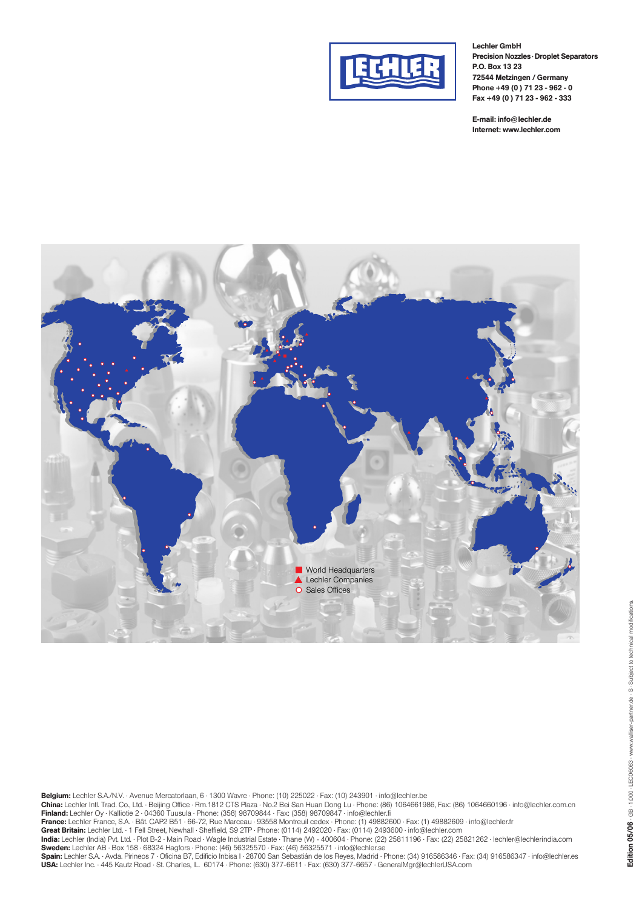**Lechler GmbH**
**Precision Nozzles · Droplet Separators**
**P.O. Box 13 23**
**72544 Metzingen / Germany**
**Phone +49 (0 ) 71 23 - 962 - 0**
**Fax +49 (0 ) 71 23 - 962 - 333**

**E-mail: info@lechler.de**
**Internet: www.lechler.com**

World Headquarters
Lechler Companies
Sales Offices

**Belgium:** Lechler S.A./N.V. · Avenue Mercatorlaan, 6 · 1300 Wavre · Phone: (10) 225022 · Fax: (10) 243901 · info@lechler.be
**China:** Lechler Intl. Trad. Co., Ltd. · Beijing Office · Rm.1812 CTS Plaza · No.2 Bei San Huan Dong Lu · Phone: (86) 1064661986, Fax: (86) 1064660196 · info@lechler.com.cn
**Finland:** Lechler Oy · Kalliotie 2 · 04360 Tuusula · Phone: (358) 98709844 · Fax: (358) 98709847 · info@lechler.fi
**France:** Lechler France, S.A. · Bât. CAP2 B51 · 66-72, Rue Marceau · 93558 Montreuil cedex · Phone: (1) 49882600 · Fax: (1) 49882609 · info@lechler.fr
**Great Britain:** Lechler Ltd. · 1 Fell Street, Newhall · Sheffield, S9 2TP · Phone: (0114) 2492020 · Fax: (0114) 2493600 · info@lechler.com
**India:** Lechler (India) Pvt. Ltd. · Plot B-2 · Main Road · Wagle Industrial Estate · Thane (W) - 400604 · Phone: (22) 25811196 · Fax: (22) 25821262 · lechler@lechlerindia.com
**Sweden:** Lechler AB · Box 158 · 68324 Hagfors · Phone: (46) 56325570 · Fax: (46) 56325571 · info@lechler.se
**Spain:** Lechler S.A. · Avda. Pirineos 7 · Oficina B7, Edificio Inbisa I · 28700 San Sebastián de los Reyes, Madrid · Phone: (34) 916586346 · Fax: (34) 916586347 · info@lechler.es
**USA:** Lechler Inc. · 445 Kautz Road · St. Charles, IL. 60174 · Phone: (630) 377-6611 · Fax: (630) 377-6657 · GeneralMgr@lechlerUSA.com

**Edition 05/06** · GB · 1.000 · LEC06063 · www.wallisser-partner.de · S · Subject to technical modifications.